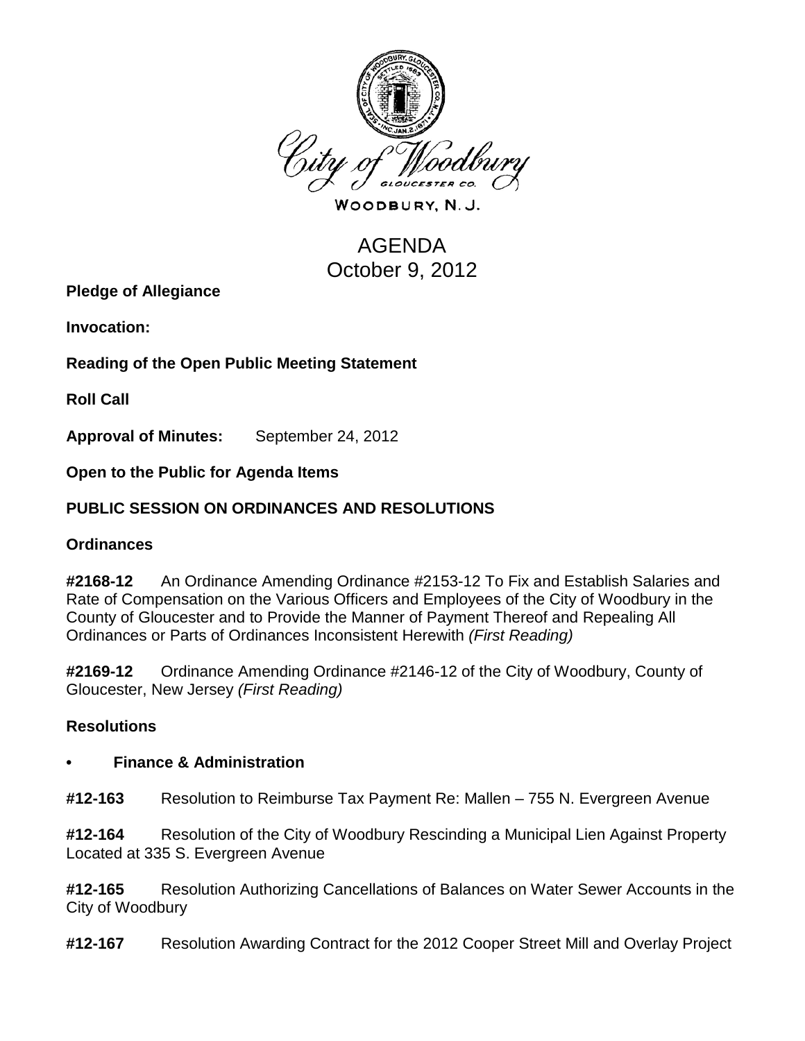City of Woodbury

WOODBURY, N. J.

# AGENDA
# October 9, 2012

**Pledge of Allegiance**

**Invocation:**

**Reading of the Open Public Meeting Statement**

**Roll Call**

**Approval of Minutes:** September 24, 2012

**Open to the Public for Agenda Items**

## PUBLIC SESSION ON ORDINANCES AND RESOLUTIONS

### Ordinances

**#2168-12** An Ordinance Amending Ordinance #2153-12 To Fix and Establish Salaries and Rate of Compensation on the Various Officers and Employees of the City of Woodbury in the County of Gloucester and to Provide the Manner of Payment Thereof and Repealing All Ordinances or Parts of Ordinances Inconsistent Herewith *(First Reading)*

**#2169-12** Ordinance Amending Ordinance #2146-12 of the City of Woodbury, County of Gloucester, New Jersey *(First Reading)*

### Resolutions

- **Finance & Administration**

**#12-163** Resolution to Reimburse Tax Payment Re: Mallen – 755 N. Evergreen Avenue

**#12-164** Resolution of the City of Woodbury Rescinding a Municipal Lien Against Property Located at 335 S. Evergreen Avenue

**#12-165** Resolution Authorizing Cancellations of Balances on Water Sewer Accounts in the City of Woodbury

**#12-167** Resolution Awarding Contract for the 2012 Cooper Street Mill and Overlay Project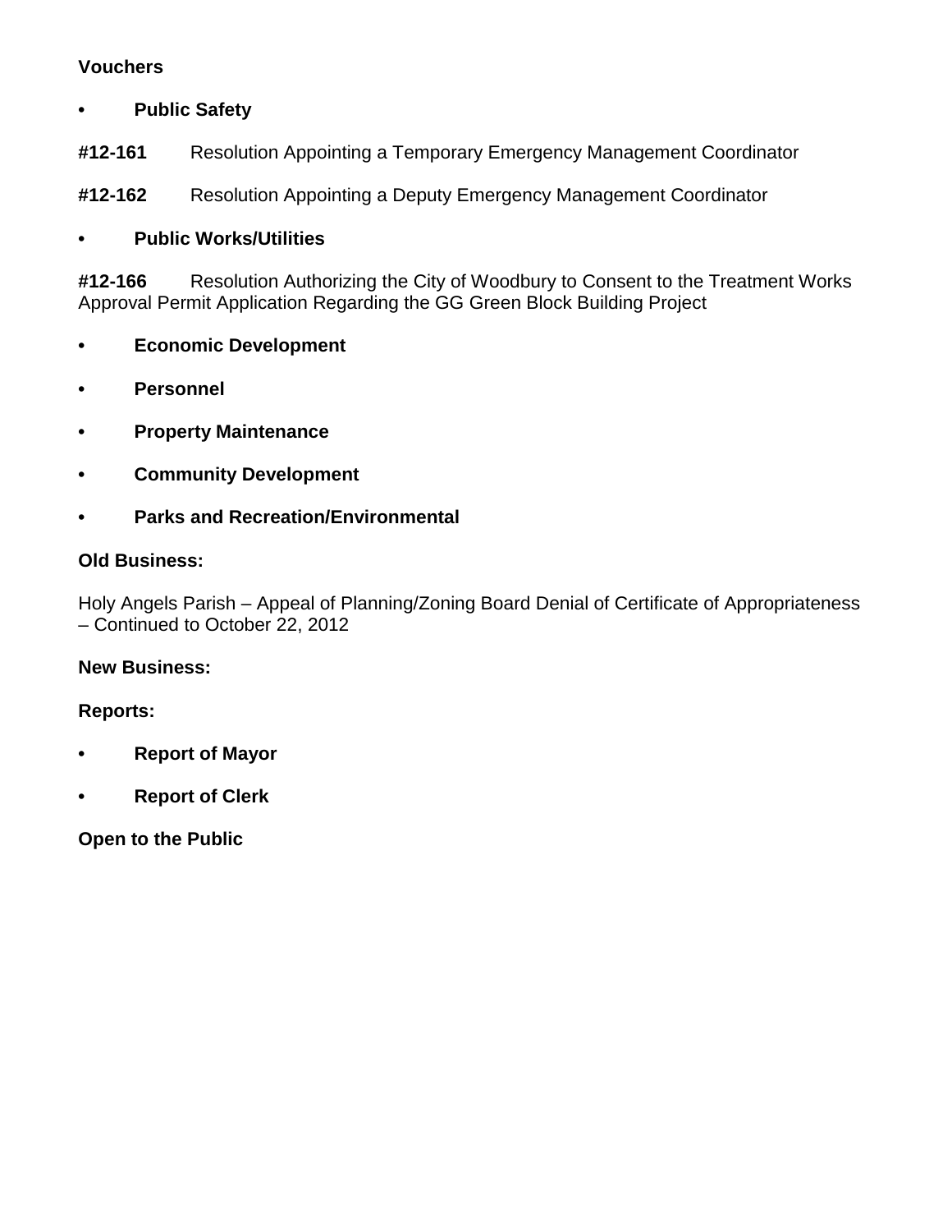**Vouchers**

- **Public Safety**

**#12-161** Resolution Appointing a Temporary Emergency Management Coordinator

**#12-162** Resolution Appointing a Deputy Emergency Management Coordinator

- **Public Works/Utilities**

**#12-166** Resolution Authorizing the City of Woodbury to Consent to the Treatment Works Approval Permit Application Regarding the GG Green Block Building Project

- **Economic Development**
- **Personnel**
- **Property Maintenance**
- **Community Development**
- **Parks and Recreation/Environmental**

**Old Business:**

Holy Angels Parish – Appeal of Planning/Zoning Board Denial of Certificate of Appropriateness – Continued to October 22, 2012

**New Business:**

**Reports:**

- **Report of Mayor**
- **Report of Clerk**

**Open to the Public**